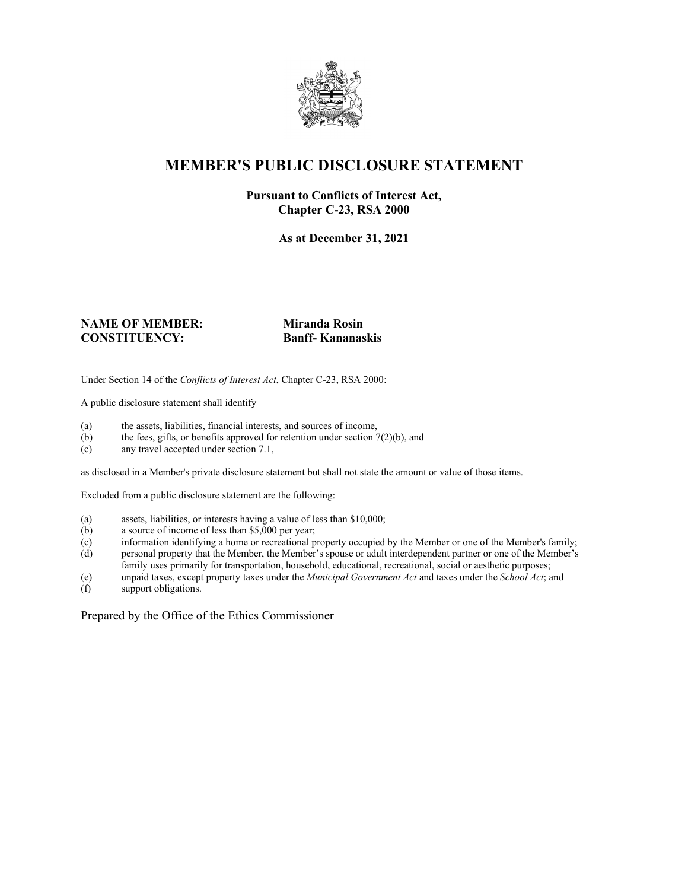# MEMBER'S PUBLIC DISCLOSURE STATEMENT

**Pursuant to Conflicts of Interest Act, Chapter C-23, RSA 2000**

**As at December 31, 2021**

**NAME OF MEMBER:** **Miranda Rosin**
**CONSTITUENCY:** **Banff- Kananaskis**

Under Section 14 of the *Conflicts of Interest Act*, Chapter C-23, RSA 2000:

A public disclosure statement shall identify

(a) the assets, liabilities, financial interests, and sources of income,
(b) the fees, gifts, or benefits approved for retention under section 7(2)(b), and
(c) any travel accepted under section 7.1,

as disclosed in a Member's private disclosure statement but shall not state the amount or value of those items.

Excluded from a public disclosure statement are the following:

(a) assets, liabilities, or interests having a value of less than $10,000;
(b) a source of income of less than $5,000 per year;
(c) information identifying a home or recreational property occupied by the Member or one of the Member's family;
(d) personal property that the Member, the Member's spouse or adult interdependent partner or one of the Member's family uses primarily for transportation, household, educational, recreational, social or aesthetic purposes;
(e) unpaid taxes, except property taxes under the *Municipal Government Act* and taxes under the *School Act*; and
(f) support obligations.

Prepared by the Office of the Ethics Commissioner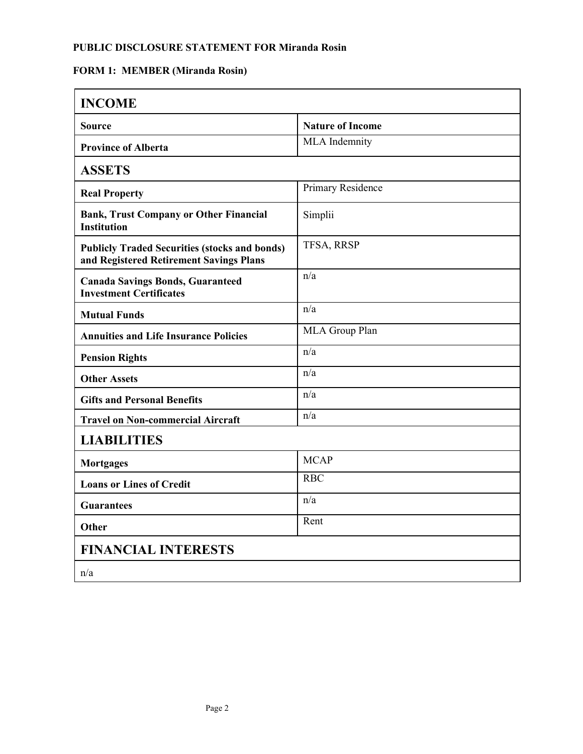**PUBLIC DISCLOSURE STATEMENT FOR Miranda Rosin**

**FORM 1: MEMBER (Miranda Rosin)**

| **INCOME** | |
|---|---|
| **Source** | **Nature of Income** |
| **Province of Alberta** | MLA Indemnity |
| **ASSETS** | |
| **Real Property** | Primary Residence |
| **Bank, Trust Company or Other Financial Institution** | Simplii |
| **Publicly Traded Securities (stocks and bonds) and Registered Retirement Savings Plans** | TFSA, RRSP |
| **Canada Savings Bonds, Guaranteed Investment Certificates** | n/a |
| **Mutual Funds** | n/a |
| **Annuities and Life Insurance Policies** | MLA Group Plan |
| **Pension Rights** | n/a |
| **Other Assets** | n/a |
| **Gifts and Personal Benefits** | n/a |
| **Travel on Non-commercial Aircraft** | n/a |
| **LIABILITIES** | |
| **Mortgages** | MCAP |
| **Loans or Lines of Credit** | RBC |
| **Guarantees** | n/a |
| **Other** | Rent |
| **FINANCIAL INTERESTS** | |
| n/a | |